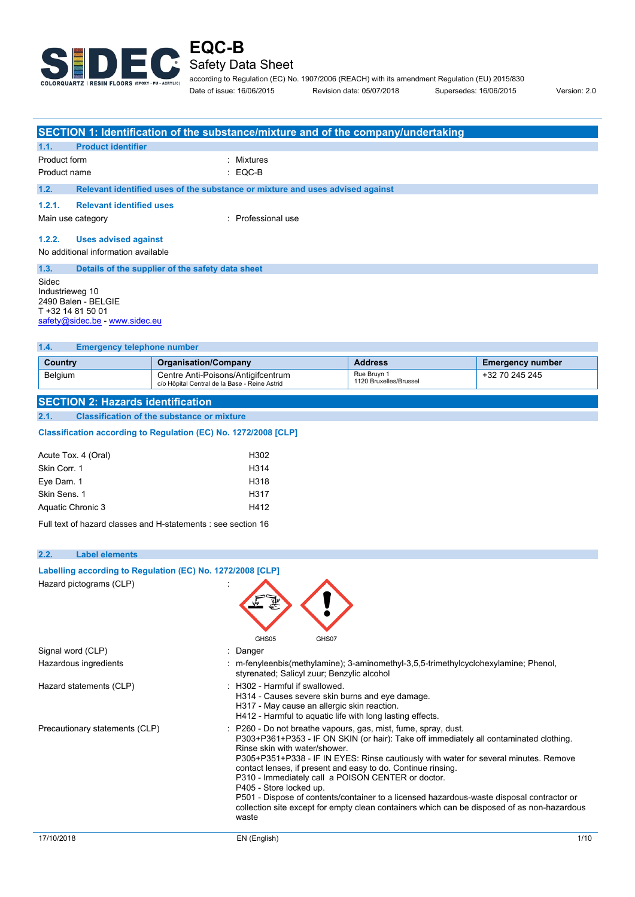# EQC-B

## Safety Data Sheet

according to Regulation (EC) No. 1907/2006 (REACH) with its amendment Regulation (EU) 2015/830

Date of issue: 16/06/2015 Revision date: 05/07/2018 Supersedes: 16/06/2015 Version: 2.0

## SECTION 1: Identification of the substance/mixture and of the company/undertaking

### 1.1. Product identifier

Product form : Mixtures

Product name : EQC-B

### 1.2. Relevant identified uses of the substance or mixture and uses advised against

#### 1.2.1. Relevant identified uses

Main use category : Professional use

#### 1.2.2. Uses advised against

No additional information available

### 1.3. Details of the supplier of the safety data sheet

Sidec
Industrieweg 10
2490 Balen - BELGIE
T +32 14 81 50 01
safety@sidec.be - www.sidec.eu

### 1.4. Emergency telephone number

| Country | Organisation/Company | Address | Emergency number |
|---|---|---|---|
| Belgium | Centre Anti-Poisons/Antigifcentrum<br>c/o Hôpital Central de la Base - Reine Astrid | Rue Bruyn 1<br>1120 Bruxelles/Brussel | +32 70 245 245 |

## SECTION 2: Hazards identification

### 2.1. Classification of the substance or mixture

**Classification according to Regulation (EC) No. 1272/2008 [CLP]**

| | |
|---|---|
| Acute Tox. 4 (Oral) | H302 |
| Skin Corr. 1 | H314 |
| Eye Dam. 1 | H318 |
| Skin Sens. 1 | H317 |
| Aquatic Chronic 3 | H412 |

Full text of hazard classes and H-statements : see section 16

### 2.2. Label elements

**Labelling according to Regulation (EC) No. 1272/2008 [CLP]**

Hazard pictograms (CLP) :

GHS05 GHS07

Signal word (CLP) : Danger

Hazardous ingredients : m-fenyleenbis(methylamine); 3-aminomethyl-3,5,5-trimethylcyclohexylamine; Phenol, styrenated; Salicyl zuur; Benzylic alcohol

Hazard statements (CLP) :
H302 - Harmful if swallowed.
H314 - Causes severe skin burns and eye damage.
H317 - May cause an allergic skin reaction.
H412 - Harmful to aquatic life with long lasting effects.

Precautionary statements (CLP) :
P260 - Do not breathe vapours, gas, mist, fume, spray, dust.
P303+P361+P353 - IF ON SKIN (or hair): Take off immediately all contaminated clothing. Rinse skin with water/shower.
P305+P351+P338 - IF IN EYES: Rinse cautiously with water for several minutes. Remove contact lenses, if present and easy to do. Continue rinsing.
P310 - Immediately call a POISON CENTER or doctor.
P405 - Store locked up.
P501 - Dispose of contents/container to a licensed hazardous-waste disposal contractor or collection site except for empty clean containers which can be disposed of as non-hazardous waste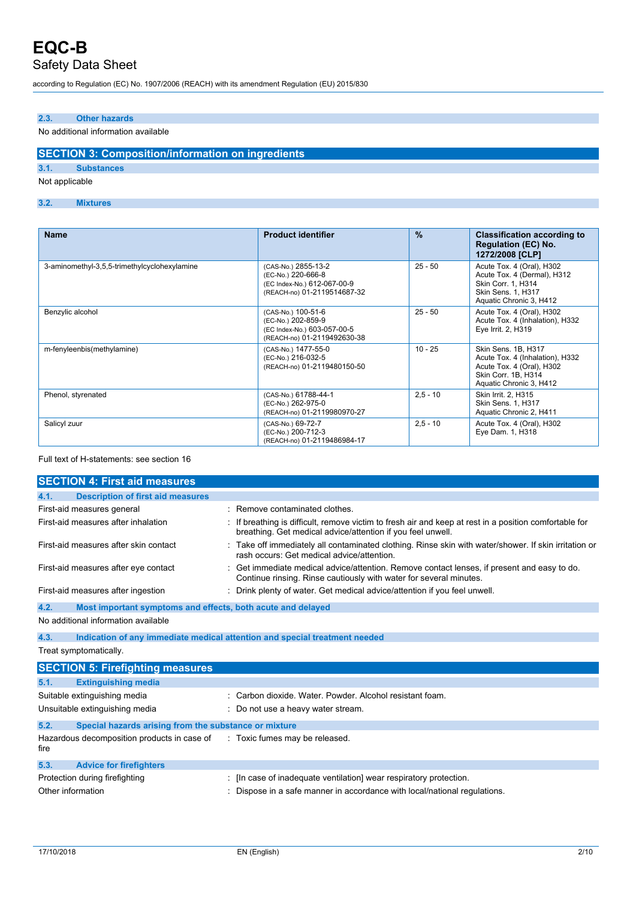### 2.3. Other hazards

No additional information available

## SECTION 3: Composition/information on ingredients

### 3.1. Substances

Not applicable

### 3.2. Mixtures

| Name | Product identifier | % | Classification according to Regulation (EC) No. 1272/2008 [CLP] |
|---|---|---|---|
| 3-aminomethyl-3,5,5-trimethylcyclohexylamine | (CAS-No.) 2855-13-2<br>(EC-No.) 220-666-8<br>(EC Index-No.) 612-067-00-9<br>(REACH-no) 01-2119514687-32 | 25 - 50 | Acute Tox. 4 (Oral), H302<br>Acute Tox. 4 (Dermal), H312<br>Skin Corr. 1, H314<br>Skin Sens. 1, H317<br>Aquatic Chronic 3, H412 |
| Benzylic alcohol | (CAS-No.) 100-51-6<br>(EC-No.) 202-859-9<br>(EC Index-No.) 603-057-00-5<br>(REACH-no) 01-2119492630-38 | 25 - 50 | Acute Tox. 4 (Oral), H302<br>Acute Tox. 4 (Inhalation), H332<br>Eye Irrit. 2, H319 |
| m-fenyleenbis(methylamine) | (CAS-No.) 1477-55-0<br>(EC-No.) 216-032-5<br>(REACH-no) 01-2119480150-50 | 10 - 25 | Skin Sens. 1B, H317<br>Acute Tox. 4 (Inhalation), H332<br>Acute Tox. 4 (Oral), H302<br>Skin Corr. 1B, H314<br>Aquatic Chronic 3, H412 |
| Phenol, styrenated | (CAS-No.) 61788-44-1<br>(EC-No.) 262-975-0<br>(REACH-no) 01-2119980970-27 | 2,5 - 10 | Skin Irrit. 2, H315<br>Skin Sens. 1, H317<br>Aquatic Chronic 2, H411 |
| Salicyl zuur | (CAS-No.) 69-72-7<br>(EC-No.) 200-712-3<br>(REACH-no) 01-2119486984-17 | 2,5 - 10 | Acute Tox. 4 (Oral), H302<br>Eye Dam. 1, H318 |

Full text of H-statements: see section 16

## SECTION 4: First aid measures

### 4.1. Description of first aid measures

First-aid measures general : Remove contaminated clothes.

First-aid measures after inhalation : If breathing is difficult, remove victim to fresh air and keep at rest in a position comfortable for breathing. Get medical advice/attention if you feel unwell.

First-aid measures after skin contact : Take off immediately all contaminated clothing. Rinse skin with water/shower. If skin irritation or rash occurs: Get medical advice/attention.

First-aid measures after eye contact : Get immediate medical advice/attention. Remove contact lenses, if present and easy to do. Continue rinsing. Rinse cautiously with water for several minutes.

First-aid measures after ingestion : Drink plenty of water. Get medical advice/attention if you feel unwell.

### 4.2. Most important symptoms and effects, both acute and delayed

No additional information available

### 4.3. Indication of any immediate medical attention and special treatment needed

Treat symptomatically.

## SECTION 5: Firefighting measures

### 5.1. Extinguishing media

Suitable extinguishing media : Carbon dioxide. Water. Powder. Alcohol resistant foam.

Unsuitable extinguishing media : Do not use a heavy water stream.

### 5.2. Special hazards arising from the substance or mixture

Hazardous decomposition products in case of fire : Toxic fumes may be released.

### 5.3. Advice for firefighters

Protection during firefighting : [In case of inadequate ventilation] wear respiratory protection.

Other information : Dispose in a safe manner in accordance with local/national regulations.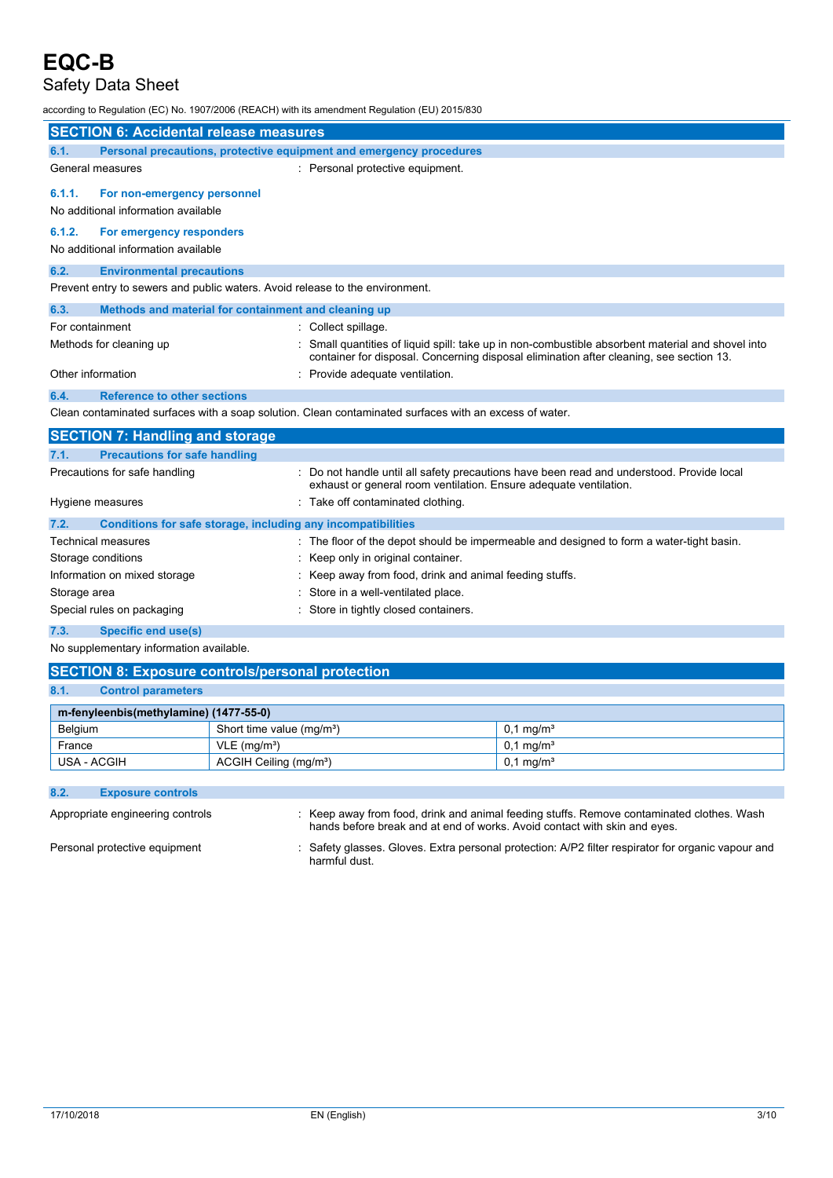# EQC-B

Safety Data Sheet

according to Regulation (EC) No. 1907/2006 (REACH) with its amendment Regulation (EU) 2015/830

## SECTION 6: Accidental release measures

### 6.1. Personal precautions, protective equipment and emergency procedures

General measures : Personal protective equipment.

#### 6.1.1. For non-emergency personnel

No additional information available

#### 6.1.2. For emergency responders

No additional information available

### 6.2. Environmental precautions

Prevent entry to sewers and public waters. Avoid release to the environment.

### 6.3. Methods and material for containment and cleaning up

For containment : Collect spillage.

Methods for cleaning up : Small quantities of liquid spill: take up in non-combustible absorbent material and shovel into container for disposal. Concerning disposal elimination after cleaning, see section 13.

Other information : Provide adequate ventilation.

### 6.4. Reference to other sections

Clean contaminated surfaces with a soap solution. Clean contaminated surfaces with an excess of water.

## SECTION 7: Handling and storage

### 7.1. Precautions for safe handling

Precautions for safe handling : Do not handle until all safety precautions have been read and understood. Provide local exhaust or general room ventilation. Ensure adequate ventilation.

Hygiene measures : Take off contaminated clothing.

### 7.2. Conditions for safe storage, including any incompatibilities

Technical measures : The floor of the depot should be impermeable and designed to form a water-tight basin.

Storage conditions : Keep only in original container.

Information on mixed storage : Keep away from food, drink and animal feeding stuffs.

Storage area : Store in a well-ventilated place.

Special rules on packaging : Store in tightly closed containers.

### 7.3. Specific end use(s)

No supplementary information available.

## SECTION 8: Exposure controls/personal protection

### 8.1. Control parameters

| m-fenyleenbis(methylamine) (1477-55-0) | | |
|---|---|---|
| Belgium | Short time value (mg/m³) | 0,1 mg/m³ |
| France | VLE (mg/m³) | 0,1 mg/m³ |
| USA - ACGIH | ACGIH Ceiling (mg/m³) | 0,1 mg/m³ |

### 8.2. Exposure controls

Appropriate engineering controls : Keep away from food, drink and animal feeding stuffs. Remove contaminated clothes. Wash hands before break and at end of works. Avoid contact with skin and eyes.

Personal protective equipment : Safety glasses. Gloves. Extra personal protection: A/P2 filter respirator for organic vapour and harmful dust.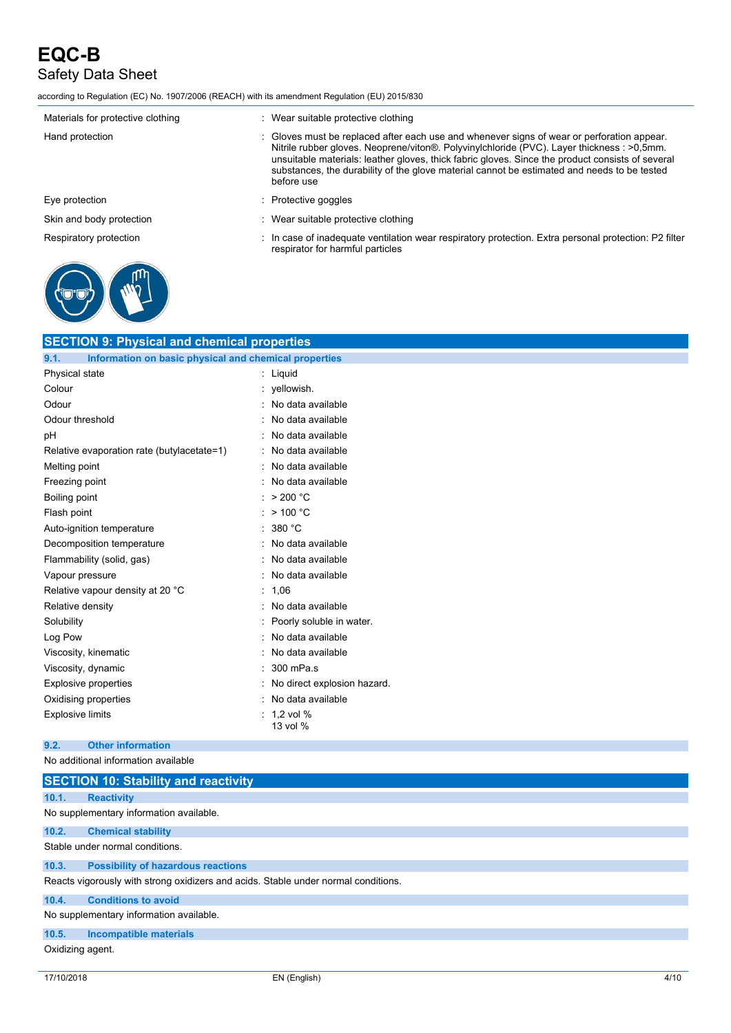| | |
|---|---|
| Materials for protective clothing | : Wear suitable protective clothing |
| Hand protection | : Gloves must be replaced after each use and whenever signs of wear or perforation appear. Nitrile rubber gloves. Neoprene/viton®. Polyvinylchloride (PVC). Layer thickness : >0,5mm. unsuitable materials: leather gloves, thick fabric gloves. Since the product consists of several substances, the durability of the glove material cannot be estimated and needs to be tested before use |
| Eye protection | : Protective goggles |
| Skin and body protection | : Wear suitable protective clothing |
| Respiratory protection | : In case of inadequate ventilation wear respiratory protection. Extra personal protection: P2 filter respirator for harmful particles |

## SECTION 9: Physical and chemical properties

### 9.1. Information on basic physical and chemical properties

| | |
|---|---|
| Physical state | : Liquid |
| Colour | : yellowish. |
| Odour | : No data available |
| Odour threshold | : No data available |
| pH | : No data available |
| Relative evaporation rate (butylacetate=1) | : No data available |
| Melting point | : No data available |
| Freezing point | : No data available |
| Boiling point | : > 200 °C |
| Flash point | : > 100 °C |
| Auto-ignition temperature | : 380 °C |
| Decomposition temperature | : No data available |
| Flammability (solid, gas) | : No data available |
| Vapour pressure | : No data available |
| Relative vapour density at 20 °C | : 1,06 |
| Relative density | : No data available |
| Solubility | : Poorly soluble in water. |
| Log Pow | : No data available |
| Viscosity, kinematic | : No data available |
| Viscosity, dynamic | : 300 mPa.s |
| Explosive properties | : No direct explosion hazard. |
| Oxidising properties | : No data available |
| Explosive limits | : 1,2 vol % 13 vol % |

### 9.2. Other information

No additional information available

## SECTION 10: Stability and reactivity

### 10.1. Reactivity

No supplementary information available.

### 10.2. Chemical stability

Stable under normal conditions.

### 10.3. Possibility of hazardous reactions

Reacts vigorously with strong oxidizers and acids. Stable under normal conditions.

### 10.4. Conditions to avoid

No supplementary information available.

### 10.5. Incompatible materials

Oxidizing agent.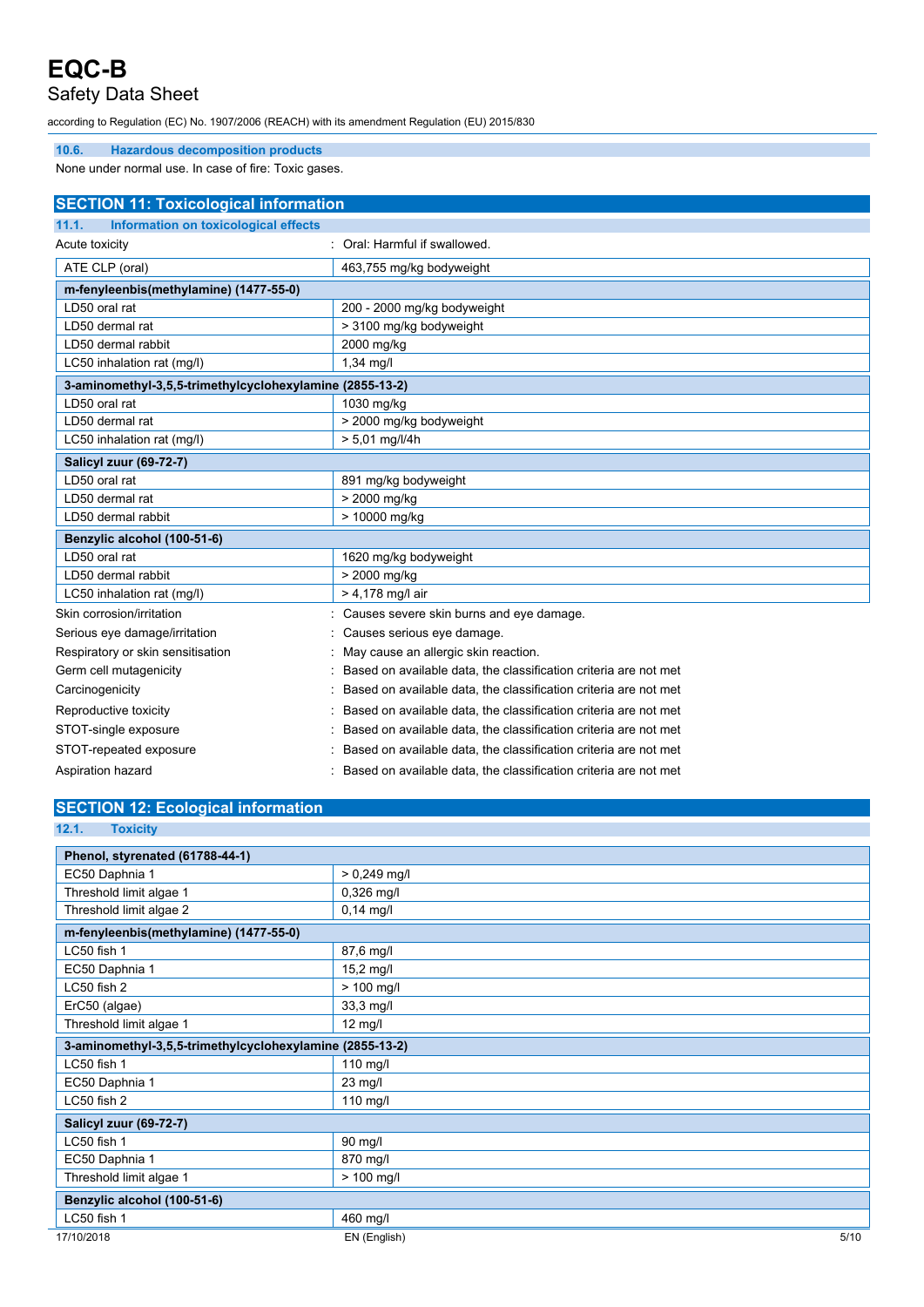### 10.6. Hazardous decomposition products

None under normal use. In case of fire: Toxic gases.

## SECTION 11: Toxicological information

### 11.1. Information on toxicological effects

Acute toxicity : Oral: Harmful if swallowed.

| ATE CLP (oral) | 463,755 mg/kg bodyweight |
|---|---|

| m-fenyleenbis(methylamine) (1477-55-0) | |
|---|---|
| LD50 oral rat | 200 - 2000 mg/kg bodyweight |
| LD50 dermal rat | > 3100 mg/kg bodyweight |
| LD50 dermal rabbit | 2000 mg/kg |
| LC50 inhalation rat (mg/l) | 1,34 mg/l |
| **3-aminomethyl-3,5,5-trimethylcyclohexylamine (2855-13-2)** | |
| LD50 oral rat | 1030 mg/kg |
| LD50 dermal rat | > 2000 mg/kg bodyweight |
| LC50 inhalation rat (mg/l) | > 5,01 mg/l/4h |
| **Salicyl zuur (69-72-7)** | |
| LD50 oral rat | 891 mg/kg bodyweight |
| LD50 dermal rat | > 2000 mg/kg |
| LD50 dermal rabbit | > 10000 mg/kg |
| **Benzylic alcohol (100-51-6)** | |
| LD50 oral rat | 1620 mg/kg bodyweight |
| LD50 dermal rabbit | > 2000 mg/kg |
| LC50 inhalation rat (mg/l) | > 4,178 mg/l air |

Skin corrosion/irritation : Causes severe skin burns and eye damage.

Serious eye damage/irritation : Causes serious eye damage.

Respiratory or skin sensitisation : May cause an allergic skin reaction.

Germ cell mutagenicity : Based on available data, the classification criteria are not met

Carcinogenicity : Based on available data, the classification criteria are not met

Reproductive toxicity : Based on available data, the classification criteria are not met

STOT-single exposure : Based on available data, the classification criteria are not met

STOT-repeated exposure : Based on available data, the classification criteria are not met

Aspiration hazard : Based on available data, the classification criteria are not met

## SECTION 12: Ecological information

### 12.1. Toxicity

| Phenol, styrenated (61788-44-1) | |
|---|---|
| EC50 Daphnia 1 | > 0,249 mg/l |
| Threshold limit algae 1 | 0,326 mg/l |
| Threshold limit algae 2 | 0,14 mg/l |
| **m-fenyleenbis(methylamine) (1477-55-0)** | |
| LC50 fish 1 | 87,6 mg/l |
| EC50 Daphnia 1 | 15,2 mg/l |
| LC50 fish 2 | > 100 mg/l |
| ErC50 (algae) | 33,3 mg/l |
| Threshold limit algae 1 | 12 mg/l |
| **3-aminomethyl-3,5,5-trimethylcyclohexylamine (2855-13-2)** | |
| LC50 fish 1 | 110 mg/l |
| EC50 Daphnia 1 | 23 mg/l |
| LC50 fish 2 | 110 mg/l |
| **Salicyl zuur (69-72-7)** | |
| LC50 fish 1 | 90 mg/l |
| EC50 Daphnia 1 | 870 mg/l |
| Threshold limit algae 1 | > 100 mg/l |
| **Benzylic alcohol (100-51-6)** | |
| LC50 fish 1 | 460 mg/l |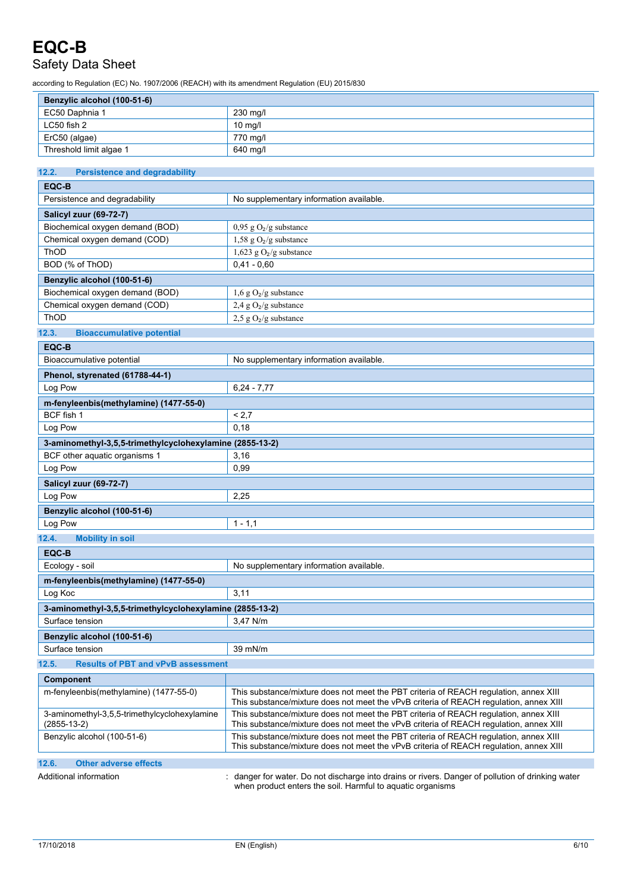| Benzylic alcohol (100-51-6) | |
|---|---|
| EC50 Daphnia 1 | 230 mg/l |
| LC50 fish 2 | 10 mg/l |
| ErC50 (algae) | 770 mg/l |
| Threshold limit algae 1 | 640 mg/l |

### 12.2. Persistence and degradability

| EQC-B | |
|---|---|
| Persistence and degradability | No supplementary information available. |
| **Salicyl zuur (69-72-7)** | |
| Biochemical oxygen demand (BOD) | 0,95 g $O_2$/g substance |
| Chemical oxygen demand (COD) | 1,58 g $O_2$/g substance |
| ThOD | 1,623 g $O_2$/g substance |
| BOD (% of ThOD) | 0,41 - 0,60 |
| **Benzylic alcohol (100-51-6)** | |
| Biochemical oxygen demand (BOD) | 1,6 g $O_2$/g substance |
| Chemical oxygen demand (COD) | 2,4 g $O_2$/g substance |
| ThOD | 2,5 g $O_2$/g substance |

### 12.3. Bioaccumulative potential

| EQC-B | |
|---|---|
| Bioaccumulative potential | No supplementary information available. |
| **Phenol, styrenated (61788-44-1)** | |
| Log Pow | 6,24 - 7,77 |
| **m-fenyleenbis(methylamine) (1477-55-0)** | |
| BCF fish 1 | < 2,7 |
| Log Pow | 0,18 |
| **3-aminomethyl-3,5,5-trimethylcyclohexylamine (2855-13-2)** | |
| BCF other aquatic organisms 1 | 3,16 |
| Log Pow | 0,99 |
| **Salicyl zuur (69-72-7)** | |
| Log Pow | 2,25 |
| **Benzylic alcohol (100-51-6)** | |
| Log Pow | 1 - 1,1 |

### 12.4. Mobility in soil

| EQC-B | |
|---|---|
| Ecology - soil | No supplementary information available. |
| **m-fenyleenbis(methylamine) (1477-55-0)** | |
| Log Koc | 3,11 |
| **3-aminomethyl-3,5,5-trimethylcyclohexylamine (2855-13-2)** | |
| Surface tension | 3,47 N/m |
| **Benzylic alcohol (100-51-6)** | |
| Surface tension | 39 mN/m |

### 12.5. Results of PBT and vPvB assessment

| Component | |
|---|---|
| m-fenyleenbis(methylamine) (1477-55-0) | This substance/mixture does not meet the PBT criteria of REACH regulation, annex XIII<br>This substance/mixture does not meet the vPvB criteria of REACH regulation, annex XIII |
| 3-aminomethyl-3,5,5-trimethylcyclohexylamine (2855-13-2) | This substance/mixture does not meet the PBT criteria of REACH regulation, annex XIII<br>This substance/mixture does not meet the vPvB criteria of REACH regulation, annex XIII |
| Benzylic alcohol (100-51-6) | This substance/mixture does not meet the PBT criteria of REACH regulation, annex XIII<br>This substance/mixture does not meet the vPvB criteria of REACH regulation, annex XIII |

### 12.6. Other adverse effects

Additional information : danger for water. Do not discharge into drains or rivers. Danger of pollution of drinking water when product enters the soil. Harmful to aquatic organisms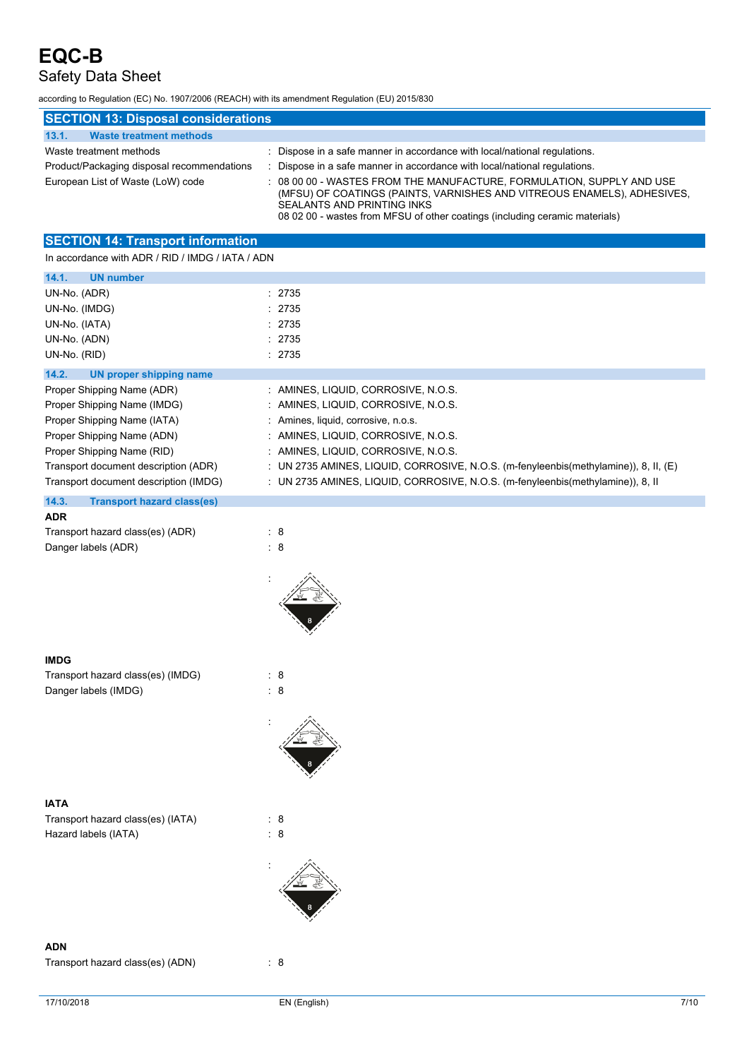## SECTION 13: Disposal considerations

### 13.1. Waste treatment methods

| | |
|---|---|
| Waste treatment methods | : Dispose in a safe manner in accordance with local/national regulations. |
| Product/Packaging disposal recommendations | : Dispose in a safe manner in accordance with local/national regulations. |
| European List of Waste (LoW) code | : 08 00 00 - WASTES FROM THE MANUFACTURE, FORMULATION, SUPPLY AND USE (MFSU) OF COATINGS (PAINTS, VARNISHES AND VITREOUS ENAMELS), ADHESIVES, SEALANTS AND PRINTING INKS<br>08 02 00 - wastes from MFSU of other coatings (including ceramic materials) |

## SECTION 14: Transport information

In accordance with ADR / RID / IMDG / IATA / ADN

### 14.1. UN number

| | |
|---|---|
| UN-No. (ADR) | : 2735 |
| UN-No. (IMDG) | : 2735 |
| UN-No. (IATA) | : 2735 |
| UN-No. (ADN) | : 2735 |
| UN-No. (RID) | : 2735 |

### 14.2. UN proper shipping name

| | |
|---|---|
| Proper Shipping Name (ADR) | : AMINES, LIQUID, CORROSIVE, N.O.S. |
| Proper Shipping Name (IMDG) | : AMINES, LIQUID, CORROSIVE, N.O.S. |
| Proper Shipping Name (IATA) | : Amines, liquid, corrosive, n.o.s. |
| Proper Shipping Name (ADN) | : AMINES, LIQUID, CORROSIVE, N.O.S. |
| Proper Shipping Name (RID) | : AMINES, LIQUID, CORROSIVE, N.O.S. |
| Transport document description (ADR) | : UN 2735 AMINES, LIQUID, CORROSIVE, N.O.S. (m-fenyleenbis(methylamine)), 8, II, (E) |
| Transport document description (IMDG) | : UN 2735 AMINES, LIQUID, CORROSIVE, N.O.S. (m-fenyleenbis(methylamine)), 8, II |

### 14.3. Transport hazard class(es)

**ADR**

| | |
|---|---|
| Transport hazard class(es) (ADR) | : 8 |
| Danger labels (ADR) | : 8 |

**IMDG**

| | |
|---|---|
| Transport hazard class(es) (IMDG) | : 8 |
| Danger labels (IMDG) | : 8 |

**IATA**

| | |
|---|---|
| Transport hazard class(es) (IATA) | : 8 |
| Hazard labels (IATA) | : 8 |

**ADN**

| | |
|---|---|
| Transport hazard class(es) (ADN) | : 8 |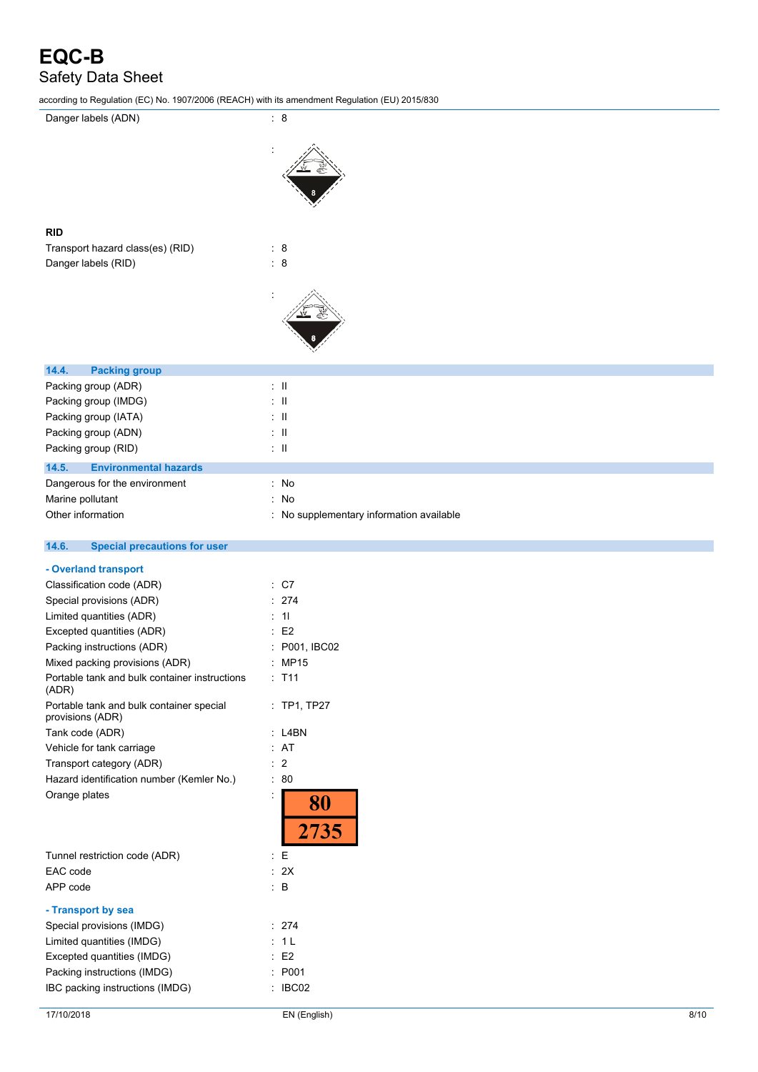| | |
|---|---|
| Danger labels (ADN) | : 8 |
| | : |

**RID**

| | |
|---|---|
| Transport hazard class(es) (RID) | : 8 |
| Danger labels (RID) | : 8 |
| | : |

## 14.4. Packing group

| | |
|---|---|
| Packing group (ADR) | : II |
| Packing group (IMDG) | : II |
| Packing group (IATA) | : II |
| Packing group (ADN) | : II |
| Packing group (RID) | : II |

## 14.5. Environmental hazards

| | |
|---|---|
| Dangerous for the environment | : No |
| Marine pollutant | : No |
| Other information | : No supplementary information available |

## 14.6. Special precautions for user

**- Overland transport**

| | |
|---|---|
| Classification code (ADR) | : C7 |
| Special provisions (ADR) | : 274 |
| Limited quantities (ADR) | : 1l |
| Excepted quantities (ADR) | : E2 |
| Packing instructions (ADR) | : P001, IBC02 |
| Mixed packing provisions (ADR) | : MP15 |
| Portable tank and bulk container instructions (ADR) | : T11 |
| Portable tank and bulk container special provisions (ADR) | : TP1, TP27 |
| Tank code (ADR) | : L4BN |
| Vehicle for tank carriage | : AT |
| Transport category (ADR) | : 2 |
| Hazard identification number (Kemler No.) | : 80 |
| Orange plates | : 80 / 2735 |
| Tunnel restriction code (ADR) | : E |
| EAC code | : 2X |
| APP code | : B |

**- Transport by sea**

| | |
|---|---|
| Special provisions (IMDG) | : 274 |
| Limited quantities (IMDG) | : 1 L |
| Excepted quantities (IMDG) | : E2 |
| Packing instructions (IMDG) | : P001 |
| IBC packing instructions (IMDG) | : IBC02 |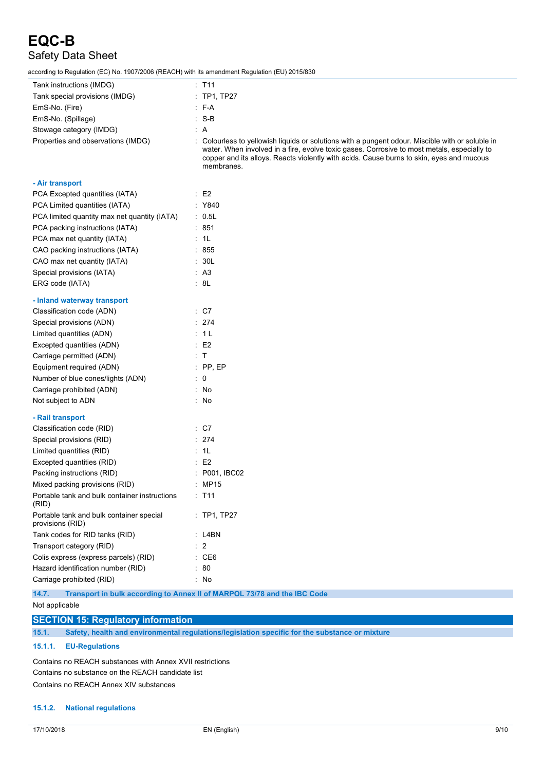| | |
|---|---|
| Tank instructions (IMDG) | : T11 |
| Tank special provisions (IMDG) | : TP1, TP27 |
| EmS-No. (Fire) | : F-A |
| EmS-No. (Spillage) | : S-B |
| Stowage category (IMDG) | : A |
| Properties and observations (IMDG) | : Colourless to yellowish liquids or solutions with a pungent odour. Miscible with or soluble in water. When involved in a fire, evolve toxic gases. Corrosive to most metals, especially to copper and its alloys. Reacts violently with acids. Cause burns to skin, eyes and mucous membranes. |

**- Air transport**

| | |
|---|---|
| PCA Excepted quantities (IATA) | : E2 |
| PCA Limited quantities (IATA) | : Y840 |
| PCA limited quantity max net quantity (IATA) | : 0.5L |
| PCA packing instructions (IATA) | : 851 |
| PCA max net quantity (IATA) | : 1L |
| CAO packing instructions (IATA) | : 855 |
| CAO max net quantity (IATA) | : 30L |
| Special provisions (IATA) | : A3 |
| ERG code (IATA) | : 8L |

**- Inland waterway transport**

| | |
|---|---|
| Classification code (ADN) | : C7 |
| Special provisions (ADN) | : 274 |
| Limited quantities (ADN) | : 1 L |
| Excepted quantities (ADN) | : E2 |
| Carriage permitted (ADN) | : T |
| Equipment required (ADN) | : PP, EP |
| Number of blue cones/lights (ADN) | : 0 |
| Carriage prohibited (ADN) | : No |
| Not subject to ADN | : No |

**- Rail transport**

| | |
|---|---|
| Classification code (RID) | : C7 |
| Special provisions (RID) | : 274 |
| Limited quantities (RID) | : 1L |
| Excepted quantities (RID) | : E2 |
| Packing instructions (RID) | : P001, IBC02 |
| Mixed packing provisions (RID) | : MP15 |
| Portable tank and bulk container instructions (RID) | : T11 |
| Portable tank and bulk container special provisions (RID) | : TP1, TP27 |
| Tank codes for RID tanks (RID) | : L4BN |
| Transport category (RID) | : 2 |
| Colis express (express parcels) (RID) | : CE6 |
| Hazard identification number (RID) | : 80 |
| Carriage prohibited (RID) | : No |

### 14.7. Transport in bulk according to Annex II of MARPOL 73/78 and the IBC Code

Not applicable

## SECTION 15: Regulatory information

### 15.1. Safety, health and environmental regulations/legislation specific for the substance or mixture

#### 15.1.1. EU-Regulations

Contains no REACH substances with Annex XVII restrictions

Contains no substance on the REACH candidate list

Contains no REACH Annex XIV substances

#### 15.1.2. National regulations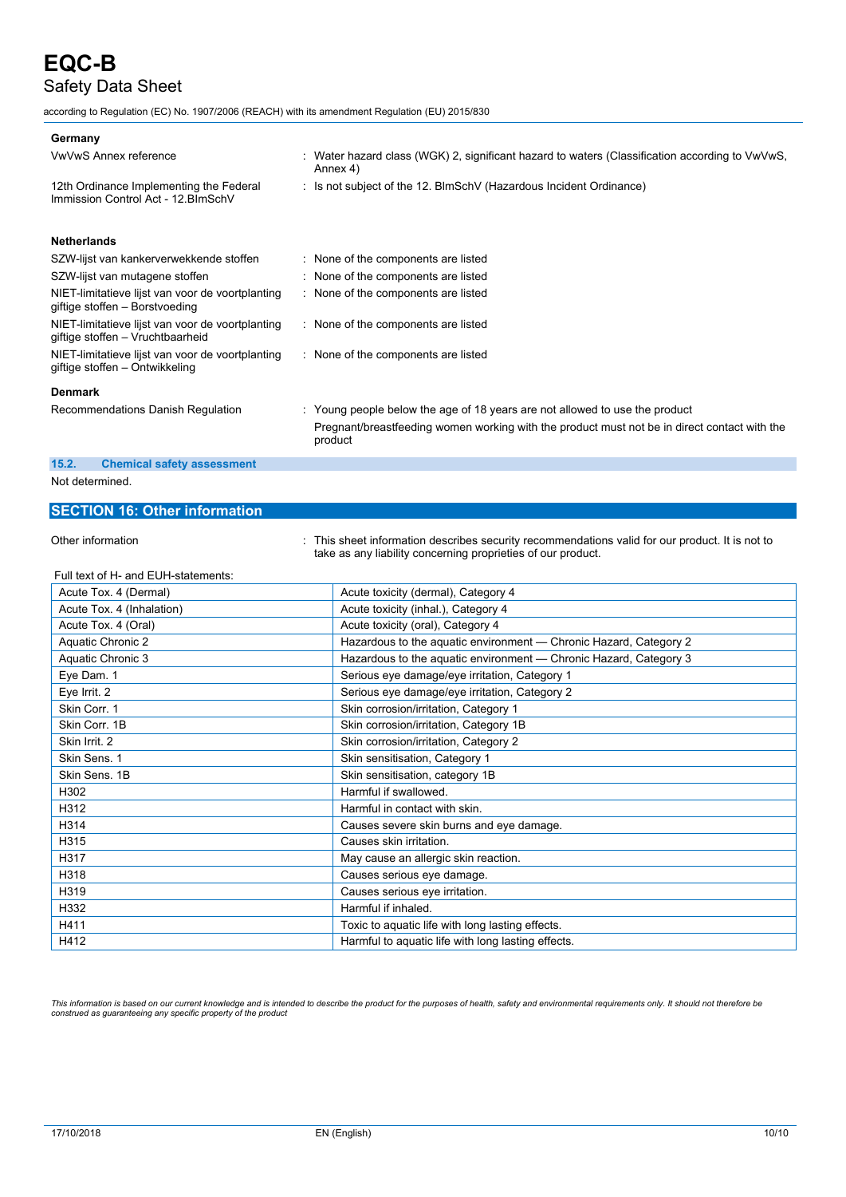**Germany**

| | |
|---|---|
| VwVwS Annex reference | : Water hazard class (WGK) 2, significant hazard to waters (Classification according to VwVwS, Annex 4) |
| 12th Ordinance Implementing the Federal Immission Control Act - 12.BImSchV | : Is not subject of the 12. BlmSchV (Hazardous Incident Ordinance) |

**Netherlands**

| | |
|---|---|
| SZW-lijst van kankerverwekkende stoffen | : None of the components are listed |
| SZW-lijst van mutagene stoffen | : None of the components are listed |
| NIET-limitatieve lijst van voor de voortplanting giftige stoffen – Borstvoeding | : None of the components are listed |
| NIET-limitatieve lijst van voor de voortplanting giftige stoffen – Vruchtbaarheid | : None of the components are listed |
| NIET-limitatieve lijst van voor de voortplanting giftige stoffen – Ontwikkeling | : None of the components are listed |

**Denmark**

| | |
|---|---|
| Recommendations Danish Regulation | : Young people below the age of 18 years are not allowed to use the product<br>Pregnant/breastfeeding women working with the product must not be in direct contact with the product |

### 15.2. Chemical safety assessment

Not determined.

## SECTION 16: Other information

| | |
|---|---|
| Other information | : This sheet information describes security recommendations valid for our product. It is not to take as any liability concerning proprieties of our product. |

Full text of H- and EUH-statements:

| | |
|---|---|
| Acute Tox. 4 (Dermal) | Acute toxicity (dermal), Category 4 |
| Acute Tox. 4 (Inhalation) | Acute toxicity (inhal.), Category 4 |
| Acute Tox. 4 (Oral) | Acute toxicity (oral), Category 4 |
| Aquatic Chronic 2 | Hazardous to the aquatic environment — Chronic Hazard, Category 2 |
| Aquatic Chronic 3 | Hazardous to the aquatic environment — Chronic Hazard, Category 3 |
| Eye Dam. 1 | Serious eye damage/eye irritation, Category 1 |
| Eye Irrit. 2 | Serious eye damage/eye irritation, Category 2 |
| Skin Corr. 1 | Skin corrosion/irritation, Category 1 |
| Skin Corr. 1B | Skin corrosion/irritation, Category 1B |
| Skin Irrit. 2 | Skin corrosion/irritation, Category 2 |
| Skin Sens. 1 | Skin sensitisation, Category 1 |
| Skin Sens. 1B | Skin sensitisation, category 1B |
| H302 | Harmful if swallowed. |
| H312 | Harmful in contact with skin. |
| H314 | Causes severe skin burns and eye damage. |
| H315 | Causes skin irritation. |
| H317 | May cause an allergic skin reaction. |
| H318 | Causes serious eye damage. |
| H319 | Causes serious eye irritation. |
| H332 | Harmful if inhaled. |
| H411 | Toxic to aquatic life with long lasting effects. |
| H412 | Harmful to aquatic life with long lasting effects. |

*This information is based on our current knowledge and is intended to describe the product for the purposes of health, safety and environmental requirements only. It should not therefore be construed as guaranteeing any specific property of the product*